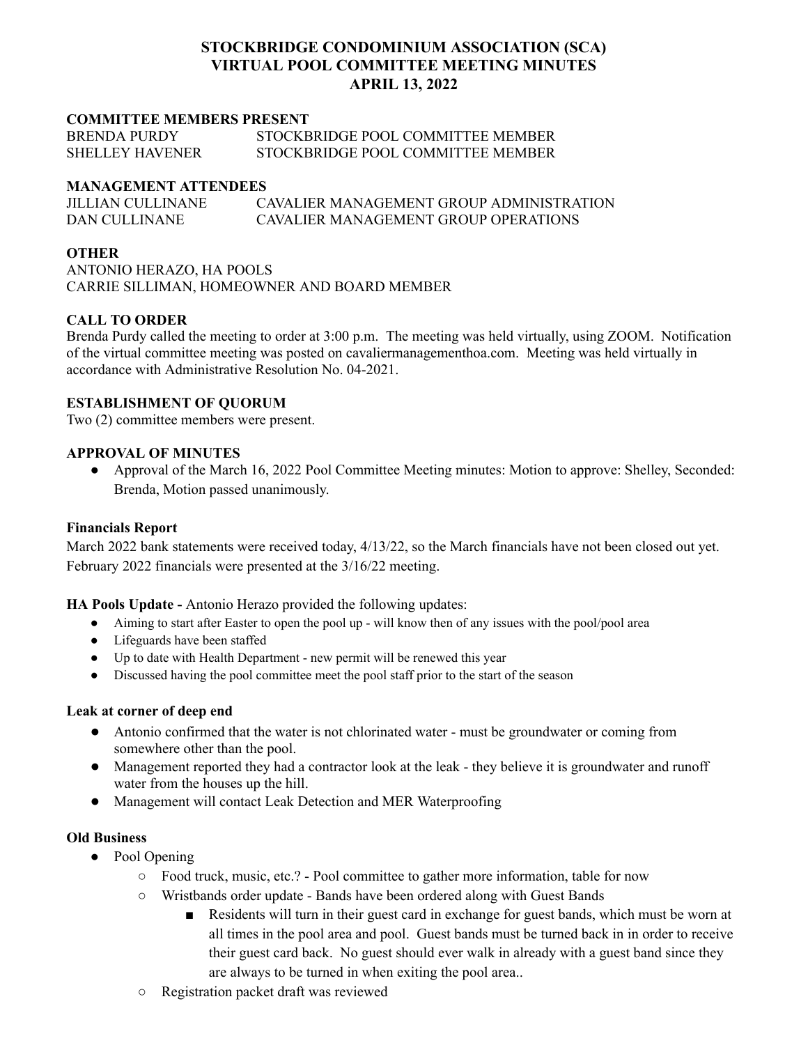# STOCKBRIDGE CONDOMINIUM ASSOCIATION (SCA)
# VIRTUAL POOL COMMITTEE MEETING MINUTES
# APRIL 13, 2022

**COMMITTEE MEMBERS PRESENT**

BRENDA PURDY STOCKBRIDGE POOL COMMITTEE MEMBER
SHELLEY HAVENER STOCKBRIDGE POOL COMMITTEE MEMBER

**MANAGEMENT ATTENDEES**

JILLIAN CULLINANE CAVALIER MANAGEMENT GROUP ADMINISTRATION
DAN CULLINANE CAVALIER MANAGEMENT GROUP OPERATIONS

**OTHER**

ANTONIO HERAZO, HA POOLS
CARRIE SILLIMAN, HOMEOWNER AND BOARD MEMBER

**CALL TO ORDER**

Brenda Purdy called the meeting to order at 3:00 p.m. The meeting was held virtually, using ZOOM. Notification of the virtual committee meeting was posted on cavaliermanagementhoa.com. Meeting was held virtually in accordance with Administrative Resolution No. 04-2021.

**ESTABLISHMENT OF QUORUM**

Two (2) committee members were present.

**APPROVAL OF MINUTES**

- Approval of the March 16, 2022 Pool Committee Meeting minutes: Motion to approve: Shelley, Seconded: Brenda, Motion passed unanimously.

**Financials Report**

March 2022 bank statements were received today, 4/13/22, so the March financials have not been closed out yet. February 2022 financials were presented at the 3/16/22 meeting.

**HA Pools Update -** Antonio Herazo provided the following updates:

- Aiming to start after Easter to open the pool up - will know then of any issues with the pool/pool area
- Lifeguards have been staffed
- Up to date with Health Department - new permit will be renewed this year
- Discussed having the pool committee meet the pool staff prior to the start of the season

**Leak at corner of deep end**

- Antonio confirmed that the water is not chlorinated water - must be groundwater or coming from somewhere other than the pool.
- Management reported they had a contractor look at the leak - they believe it is groundwater and runoff water from the houses up the hill.
- Management will contact Leak Detection and MER Waterproofing

**Old Business**

- Pool Opening
  - Food truck, music, etc.? - Pool committee to gather more information, table for now
  - Wristbands order update - Bands have been ordered along with Guest Bands
    - Residents will turn in their guest card in exchange for guest bands, which must be worn at all times in the pool area and pool. Guest bands must be turned back in in order to receive their guest card back. No guest should ever walk in already with a guest band since they are always to be turned in when exiting the pool area..
  - Registration packet draft was reviewed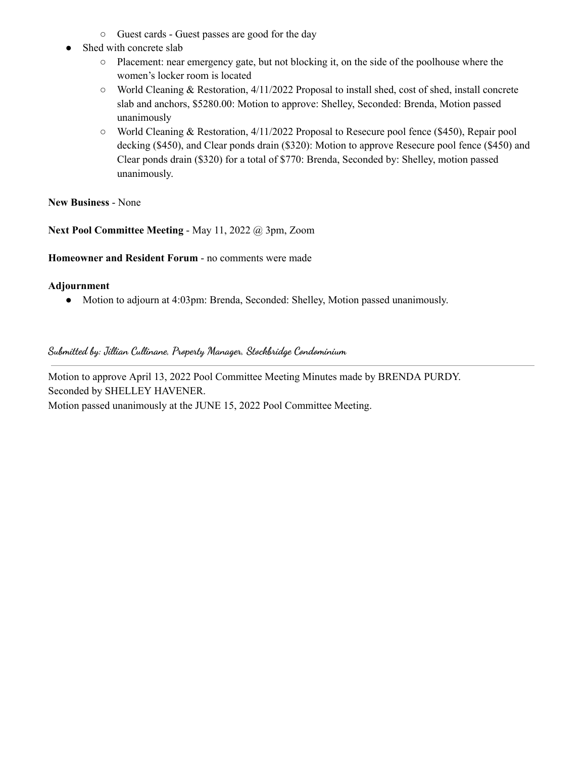- Guest cards - Guest passes are good for the day
- Shed with concrete slab
  - Placement: near emergency gate, but not blocking it, on the side of the poolhouse where the women's locker room is located
  - World Cleaning & Restoration, 4/11/2022 Proposal to install shed, cost of shed, install concrete slab and anchors, $5280.00: Motion to approve: Shelley, Seconded: Brenda, Motion passed unanimously
  - World Cleaning & Restoration, 4/11/2022 Proposal to Resecure pool fence ($450), Repair pool decking ($450), and Clear ponds drain ($320): Motion to approve Resecure pool fence ($450) and Clear ponds drain ($320) for a total of $770: Brenda, Seconded by: Shelley, motion passed unanimously.

**New Business** - None

**Next Pool Committee Meeting** - May 11, 2022 @ 3pm, Zoom

**Homeowner and Resident Forum** - no comments were made

**Adjournment**

- Motion to adjourn at 4:03pm: Brenda, Seconded: Shelley, Motion passed unanimously.

*Submitted by: Jillian Cullinane, Property Manager, Stockbridge Condominium*

---

Motion to approve April 13, 2022 Pool Committee Meeting Minutes made by BRENDA PURDY.
Seconded by SHELLEY HAVENER.
Motion passed unanimously at the JUNE 15, 2022 Pool Committee Meeting.